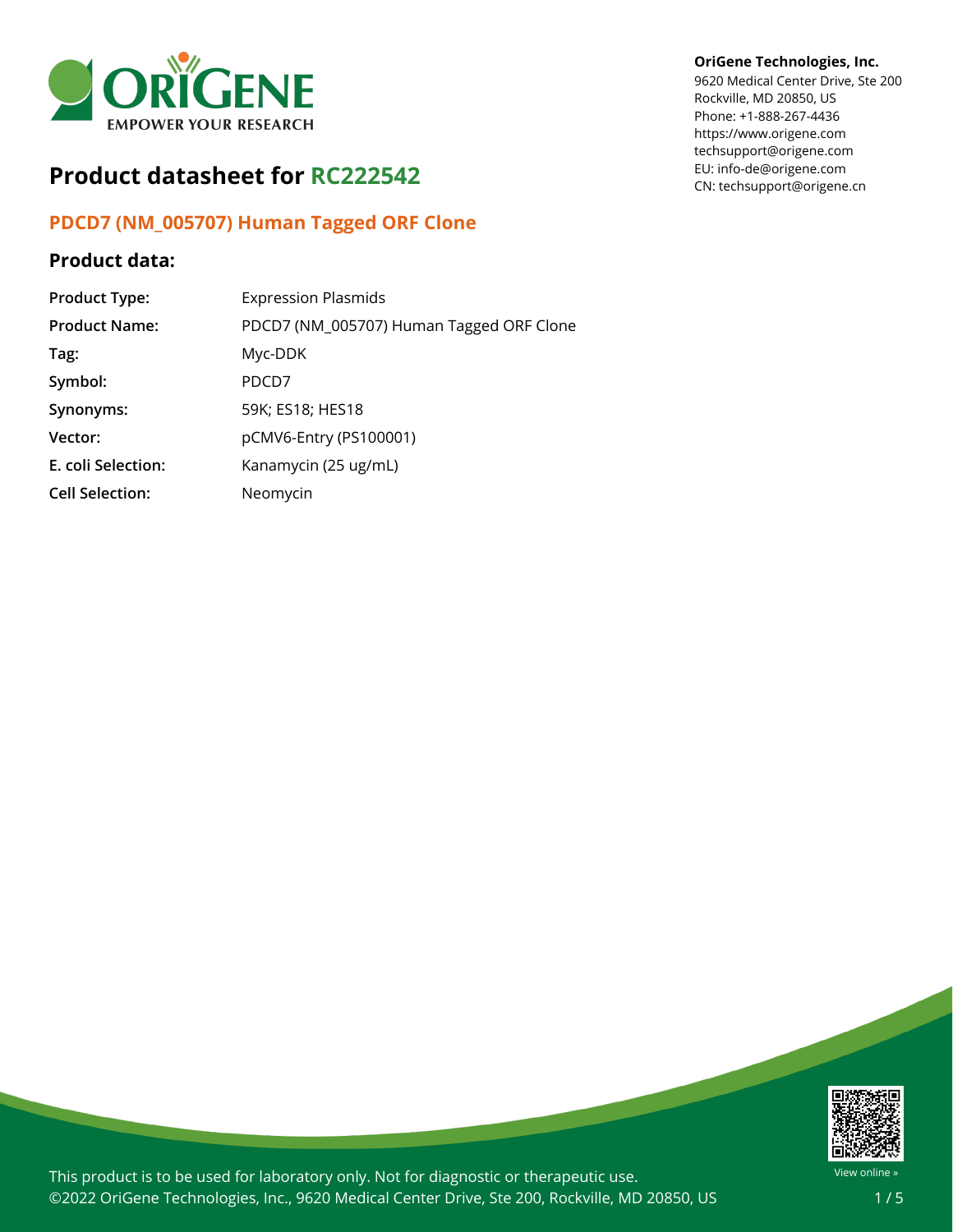**OriGene Technologies, Inc.**
9620 Medical Center Drive, Ste 200
Rockville, MD 20850, US
Phone: +1-888-267-4436
https://www.origene.com
techsupport@origene.com
EU: info-de@origene.com
CN: techsupport@origene.cn

# Product datasheet for RC222542

## PDCD7 (NM_005707) Human Tagged ORF Clone

### Product data:

| | |
|---|---|
| **Product Type:** | Expression Plasmids |
| **Product Name:** | PDCD7 (NM_005707) Human Tagged ORF Clone |
| **Tag:** | Myc-DDK |
| **Symbol:** | PDCD7 |
| **Synonyms:** | 59K; ES18; HES18 |
| **Vector:** | pCMV6-Entry (PS100001) |
| **E. coli Selection:** | Kanamycin (25 ug/mL) |
| **Cell Selection:** | Neomycin |

This product is to be used for laboratory only. Not for diagnostic or therapeutic use.
©2022 OriGene Technologies, Inc., 9620 Medical Center Drive, Ste 200, Rockville, MD 20850, US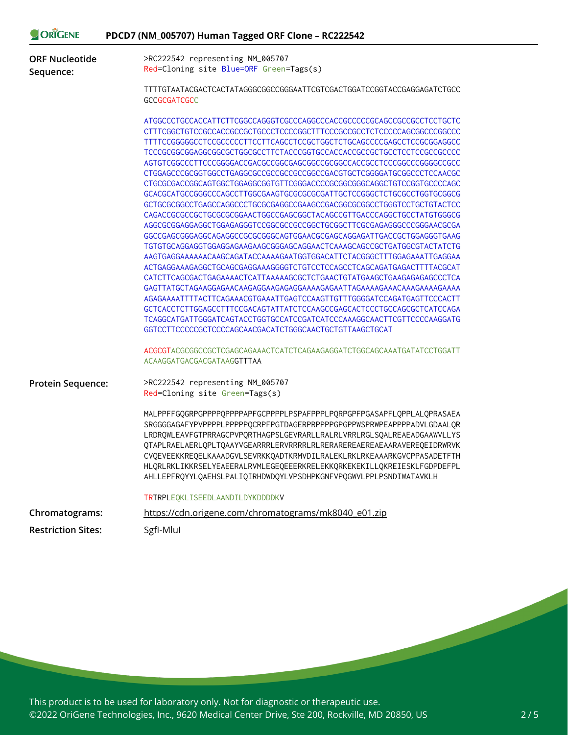**ORF Nucleotide Sequence:**

```
>RC222542 representing NM_005707
Red=Cloning site Blue=ORF Green=Tags(s)

TTTTGTAATACGACTCACTATAGGGCGGCCGGGAATTCGTCGACTGGATCCGGTACCGAGGAGATCTGCC
GCCGCGATCGCC

ATGGCCCTGCCACCATTCTTCGGCCAGGGTCGCCCAGGCCCACCGCCCCCGCAGCCGCCGCCTCCTGCTC
CTTTCGGCTGTCCGCCACCGCCGCTGCCCTCCCCGGCTTTCCCGCCGCCTCTCCCCCAGCGGCCCGGCCC
TTTTCCGGGGGCCTCCGCCCCCTTCCTTCAGCCTCCGCTGGCTCTGCAGCCCCGAGCCTCCGCGGAGGCC
TCCCGCGGCGGAGGCGGCGCTGGCGCCTTCTACCCGGTGCCACCACCGCCGCTGCCTCCTCCGCCGCCCC
AGTGTCGGCCCTTCCCGGGGACCGACGCCGGCGAGCGGCCGCGGCCACCGCCTCCCGGCCCGGGGCCGCC
CTGGAGCCCGCGGTGGCCTGAGGCGCCGCCGCCGCCGGCCGACGTGCTCGGGGATGCGGCCCTCCAACGC
CTGCGCGACCGGCAGTGGCTGGAGGCGGTGTTCGGGACCCCGCGGCGGGCAGGCTGTCCGGTGCCCCAGC
GCACGCATGCCGGGCCCAGCCTTGGCGAAGTGCGCGCGCGATTGCTCCGGGCTCTGCGCCTGGTGCGCG
GCTGCGCGGCCTGAGCCAGGCCCTGCGCGAGGCCGAAGCCGACGGCGCGGCCTGGGTCCTGCTGTACTCC
CAGACCGCGCCGCTGCGCGCGGAACTGGCCGAGCGGCTACAGCCGTTGACCCAGGCTGCCTATGTGGGCG
AGGCGCGGAGGAGGCTGGAGAGGGTCCGGCGCCGCCGGCTGCGGCTTCGCGAGAGGGCCCGGGAACGCGA
GGCCGAGCGGGAGGCAGAGGCCGCGCGGGCAGTGGAACGCGAGCAGGAGATTGACCGCTGGAGGGTGAAG
TGTGTGCAGGAGGTGGAGGAGAAGAAGCGGGAGCAGGAACTCAAAGCAGCCGCTGATGGCGTACTATCTG
AAGTGAGGAAAAAACAAGCAGATACCAAAAGAATGGTGGACATTCTACGGGCTTTGGAGAAATTGAGGAA
ACTGAGGAAAGAGGCTGCAGCGAGGAAAGGGGTCTGTCCTCCAGCCTCAGCAGATGAGACTTTTACGCAT
CATCTTCAGCGACTGAGAAAACTCATTAAAAAGCGCTCTGAACTGTATGAAGCTGAAGAGAGAGCCCTCA
GAGTTATGCTAGAAGGAGAACAAGAGGAAGAGAGGAAAAGAGAATTAGAAAAGAAACAAAGAAAAGAAAA
AGAGAAAATTTTACTTCAGAAACGTGAAATTGAGTCCAAGTTGTTTGGGGATCCAGATGAGTTCCCACTT
GCTCACCTCTTGGAGCCTTTCCGACAGTATTATCTCCAAGCCGAGCACTCCCTGCCAGCGCTCATCCAGA
TCAGGCATGATTGGGATCAGTACCTGGTGCCATCCGATCATCCCAAAGGCAACTTCGTTCCCCAAGGATG
GGTCCTTCCCCCGCTCCCCAGCAACGACATCTGGGCAACTGCTGTTAAGCTGCAT

ACGCGTACGCGGCCGCTCGAGCAGAAACTCATCTCAGAAGAGGATCTGGCAGCAAATGATATCCTGGATT
ACAAGGATGACGACGATAAGGTTTAA
```

**Protein Sequence:**

```
>RC222542 representing NM_005707
Red=Cloning site Green=Tags(s)

MALPPFFGQGRPGPPPPQPPPPAPFGCPPPPLPSPAFPPPLPQRPGPFPGASAPFLQPPLALQPRASAEA
SRGGGGAGAFYPVPPPPLPPPPPQCRPFPGTDAGERPRPPPPGPGPPWSPRWPEAPPPPADVLGDAALQR
LRDRQWLEAVFGTPRRAGCPVPQRTHAGPSLGEVRARLLRALRLVRRLRGLSQALREAEADGAAWVLLYS
QTAPLRAELAERLQPLTQAAYVGEARRRLERVRRRRLRLRERAREREAEREAEAARAVEREQEIDRWRVK
CVQEVEEKKREQELKAAADGVLSEVRKKQADTKRMVDILRALEKLRKLRKEAAARKGVCPPASADETFTH
HLQRLRKLIKKRSELYEAEERALRVMLEGEQEEERKRELEKKQRKEKEKILLQKREIESKLFGDPDEFPL
AHLLEPFRQYYLQAEHSLPALIQIRHDWDQYLVPSDHPKGNFVPQGWVLPPLPSNDIWATAVKLH

TRTRPLEQKLISEEDLAANDILDYKDDDDKV
```

**Chromatograms:** https://cdn.origene.com/chromatograms/mk8040_e01.zip

**Restriction Sites:** SgfI-MluI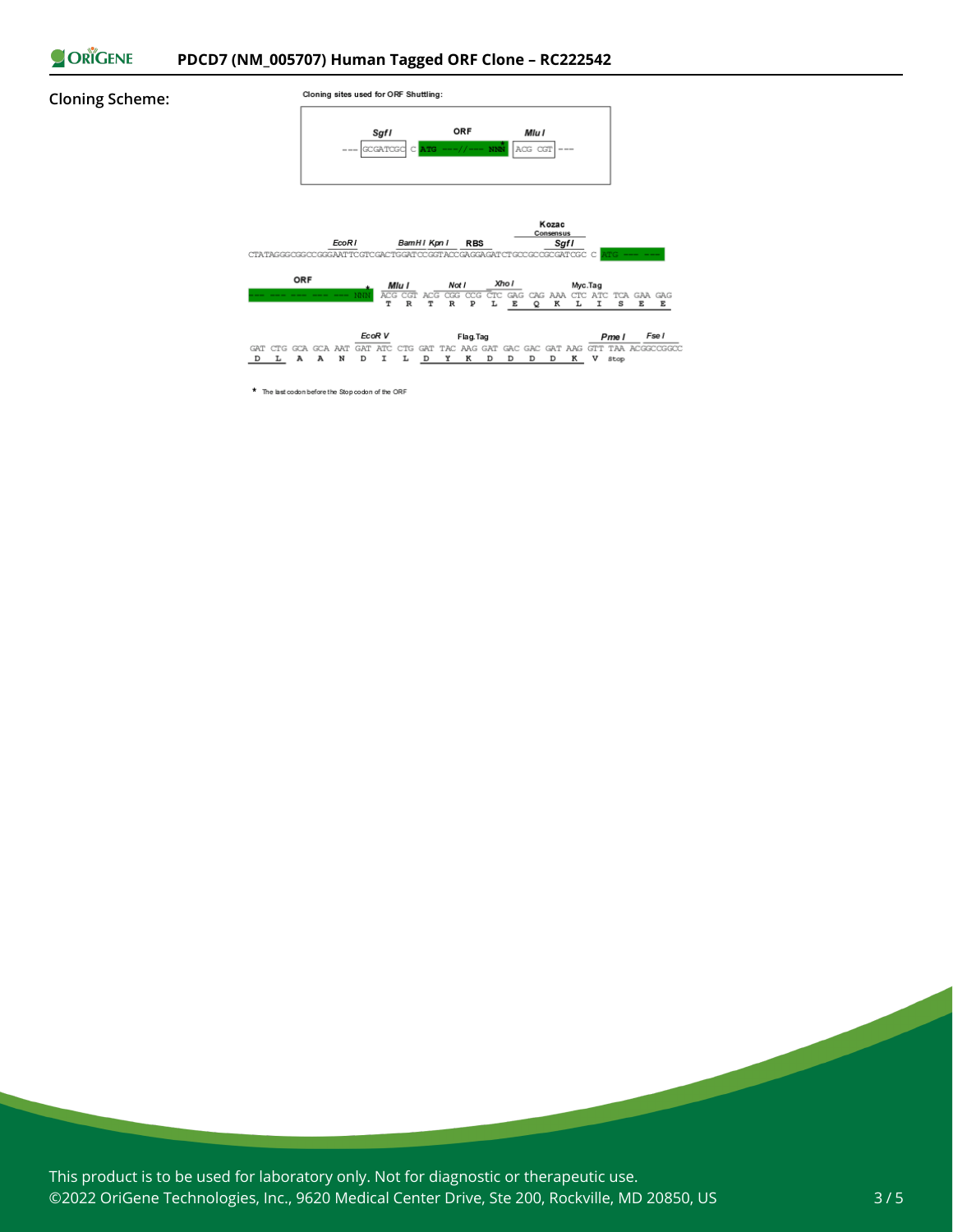**Cloning Scheme:**

Cloning sites used for ORF Shuttling:

```
        SgfI          ORF              MluI
--- GCGATCGC C ATG ---//--- NNN* ACG CGT ---
```

```
                                                                Kozac
                                                               Consensus
            EcoRI            BamHI KpnI    RBS                   SgfI
CTATAGGGCGGCCGGGAATTCGTCGACTGGATCCGGTACCGAGGAGATCTGCCGCCGCGATCGC C ATG --- ---

   ORF                 MluI        NotI       XhoI               Myc.Tag
--- --- --- --- --- NNN* ACG CGT ACG CGG CCG CTC GAG CAG AAA CTC ATC TCA GAA GAG
                          T   R   T   R   P   L   E   Q   K   L   I   S   E   E

                        EcoR V                 Flag.Tag                       PmeI     FseI
GAT CTG GCA GCA AAT GAT ATC CTG GAT TAC AAG GAT GAC GAC GAT AAG GTT TAA ACGGCCGGCC
 D   L   A   A   N   D   I   L   D   Y   K   D   D   D   D   K   V  Stop
```

\* The last codon before the Stop codon of the ORF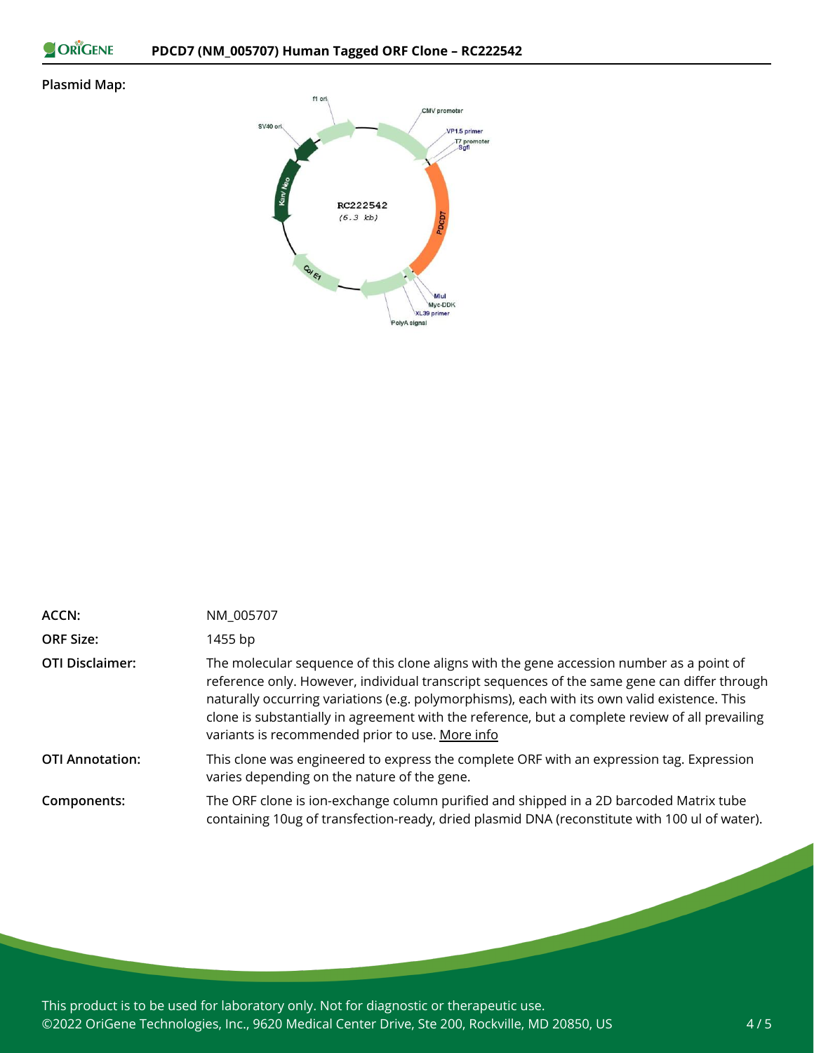**Plasmid Map:**

| | |
|---|---|
| **ACCN:** | NM_005707 |
| **ORF Size:** | 1455 bp |
| **OTI Disclaimer:** | The molecular sequence of this clone aligns with the gene accession number as a point of reference only. However, individual transcript sequences of the same gene can differ through naturally occurring variations (e.g. polymorphisms), each with its own valid existence. This clone is substantially in agreement with the reference, but a complete review of all prevailing variants is recommended prior to use. More info |
| **OTI Annotation:** | This clone was engineered to express the complete ORF with an expression tag. Expression varies depending on the nature of the gene. |
| **Components:** | The ORF clone is ion-exchange column purified and shipped in a 2D barcoded Matrix tube containing 10ug of transfection-ready, dried plasmid DNA (reconstitute with 100 ul of water). |

This product is to be used for laboratory only. Not for diagnostic or therapeutic use.
©2022 OriGene Technologies, Inc., 9620 Medical Center Drive, Ste 200, Rockville, MD 20850, US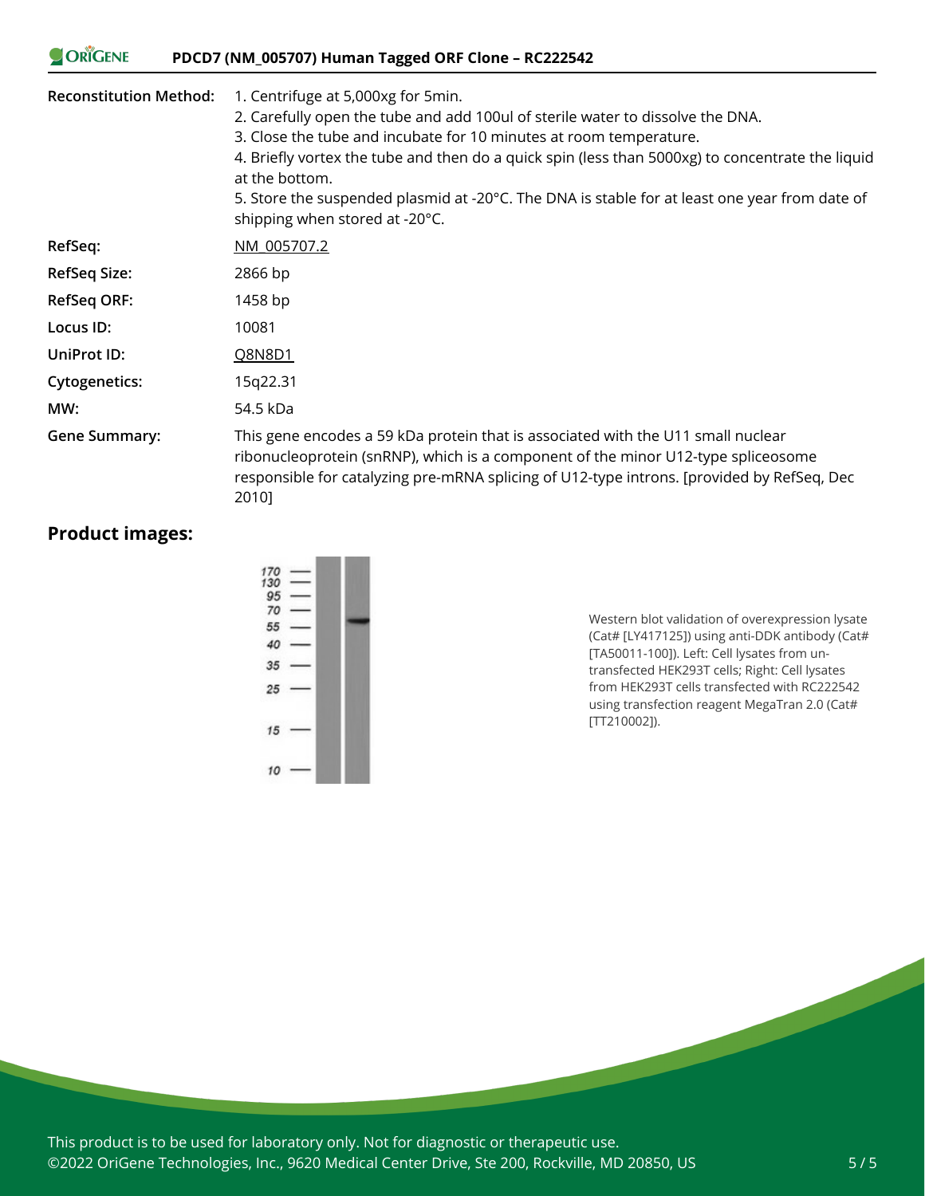| | |
|---|---|
| **Reconstitution Method:** | 1. Centrifuge at 5,000xg for 5min.<br>2. Carefully open the tube and add 100ul of sterile water to dissolve the DNA.<br>3. Close the tube and incubate for 10 minutes at room temperature.<br>4. Briefly vortex the tube and then do a quick spin (less than 5000xg) to concentrate the liquid at the bottom.<br>5. Store the suspended plasmid at -20°C. The DNA is stable for at least one year from date of shipping when stored at -20°C. |
| **RefSeq:** | NM_005707.2 |
| **RefSeq Size:** | 2866 bp |
| **RefSeq ORF:** | 1458 bp |
| **Locus ID:** | 10081 |
| **UniProt ID:** | Q8N8D1 |
| **Cytogenetics:** | 15q22.31 |
| **MW:** | 54.5 kDa |
| **Gene Summary:** | This gene encodes a 59 kDa protein that is associated with the U11 small nuclear ribonucleoprotein (snRNP), which is a component of the minor U12-type spliceosome responsible for catalyzing pre-mRNA splicing of U12-type introns. [provided by RefSeq, Dec 2010] |

## Product images:

170
130
95
70
55
40
35
25
15
10

Western blot validation of overexpression lysate (Cat# [LY417125]) using anti-DDK antibody (Cat# [TA50011-100]). Left: Cell lysates from un-transfected HEK293T cells; Right: Cell lysates from HEK293T cells transfected with RC222542 using transfection reagent MegaTran 2.0 (Cat# [TT210002]).

This product is to be used for laboratory only. Not for diagnostic or therapeutic use.
©2022 OriGene Technologies, Inc., 9620 Medical Center Drive, Ste 200, Rockville, MD 20850, US